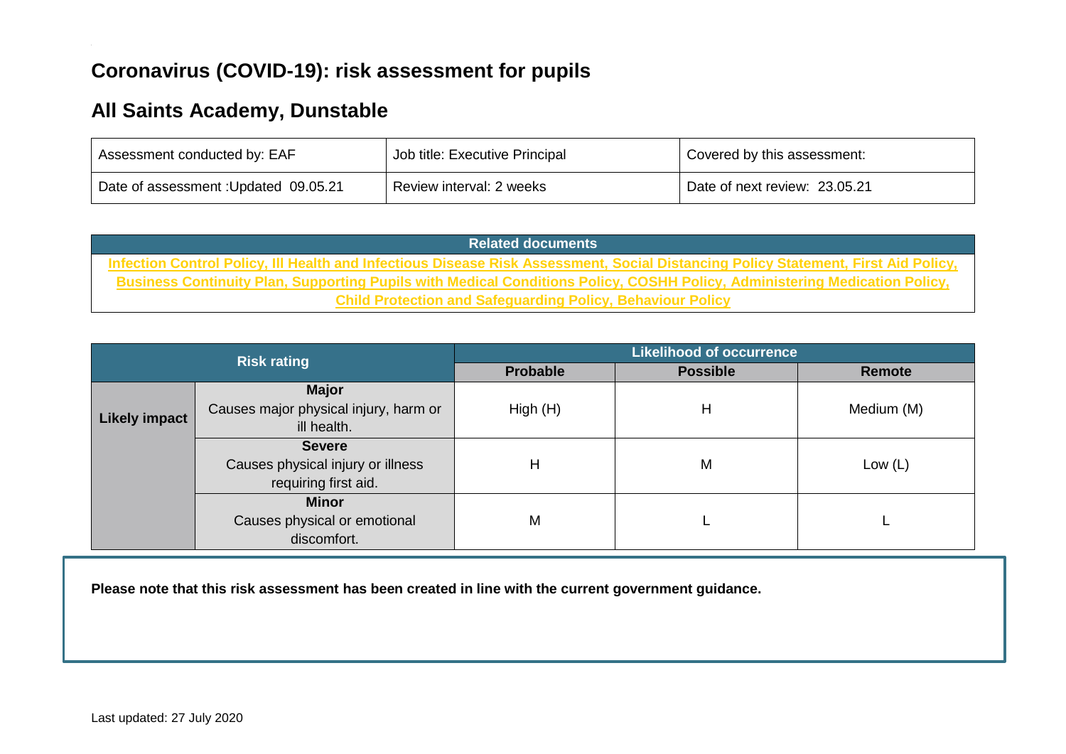# Coronavirus (COVID-19): risk assessment for pupils

## All Saints Academy, Dunstable

| | | |
|---|---|---|
| Assessment conducted by: EAF | Job title: Executive Principal | Covered by this assessment: |
| Date of assessment :Updated 09.05.21 | Review interval: 2 weeks | Date of next review: 23.05.21 |

| Related documents |
|---|
| Infection Control Policy, Ill Health and Infectious Disease Risk Assessment, Social Distancing Policy Statement, First Aid Policy, Business Continuity Plan, Supporting Pupils with Medical Conditions Policy, COSHH Policy, Administering Medication Policy, Child Protection and Safeguarding Policy, Behaviour Policy |

| Risk rating | | Likelihood of occurrence | | |
|---|---|---|---|---|
| | | **Probable** | **Possible** | **Remote** |
| **Likely impact** | **Major** Causes major physical injury, harm or ill health. | High (H) | H | Medium (M) |
| | **Severe** Causes physical injury or illness requiring first aid. | H | M | Low (L) |
| | **Minor** Causes physical or emotional discomfort. | M | L | L |

**Please note that this risk assessment has been created in line with the current government guidance.**

Last updated: 27 July 2020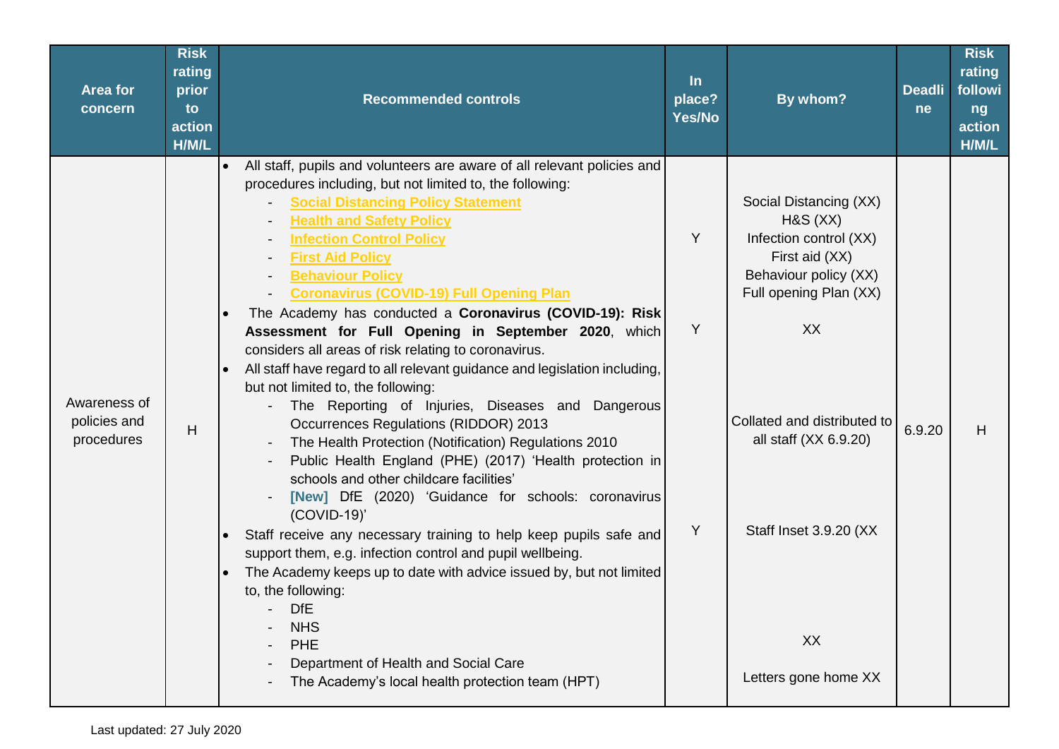| Area for concern | Risk rating prior to action H/M/L | Recommended controls | In place? Yes/No | By whom? | Deadline | Risk rating following action H/M/L |
|---|---|---|---|---|---|---|
| Awareness of policies and procedures | H | • All staff, pupils and volunteers are aware of all relevant policies and procedures including, but not limited to, the following:<br>- **Social Distancing Policy Statement**<br>- **Health and Safety Policy**<br>- **Infection Control Policy**<br>- **First Aid Policy**<br>- **Behaviour Policy**<br>- **Coronavirus (COVID-19) Full Opening Plan**<br>• The Academy has conducted a **Coronavirus (COVID-19): Risk Assessment for Full Opening in September 2020**, which considers all areas of risk relating to coronavirus.<br>• All staff have regard to all relevant guidance and legislation including, but not limited to, the following:<br>- The Reporting of Injuries, Diseases and Dangerous Occurrences Regulations (RIDDOR) 2013<br>- The Health Protection (Notification) Regulations 2010<br>- Public Health England (PHE) (2017) 'Health protection in schools and other childcare facilities'<br>- **[New]** DfE (2020) 'Guidance for schools: coronavirus (COVID-19)'<br>• Staff receive any necessary training to help keep pupils safe and support them, e.g. infection control and pupil wellbeing.<br>• The Academy keeps up to date with advice issued by, but not limited to, the following:<br>- DfE<br>- NHS<br>- PHE<br>- Department of Health and Social Care<br>- The Academy's local health protection team (HPT) | Y<br><br>Y<br><br>Y | Social Distancing (XX)<br>H&S (XX)<br>Infection control (XX)<br>First aid (XX)<br>Behaviour policy (XX)<br>Full opening Plan (XX)<br><br>XX<br><br>Collated and distributed to all staff (XX 6.9.20)<br><br>Staff Inset 3.9.20 (XX<br><br>XX<br><br>Letters gone home XX | 6.9.20 | H |

Last updated: 27 July 2020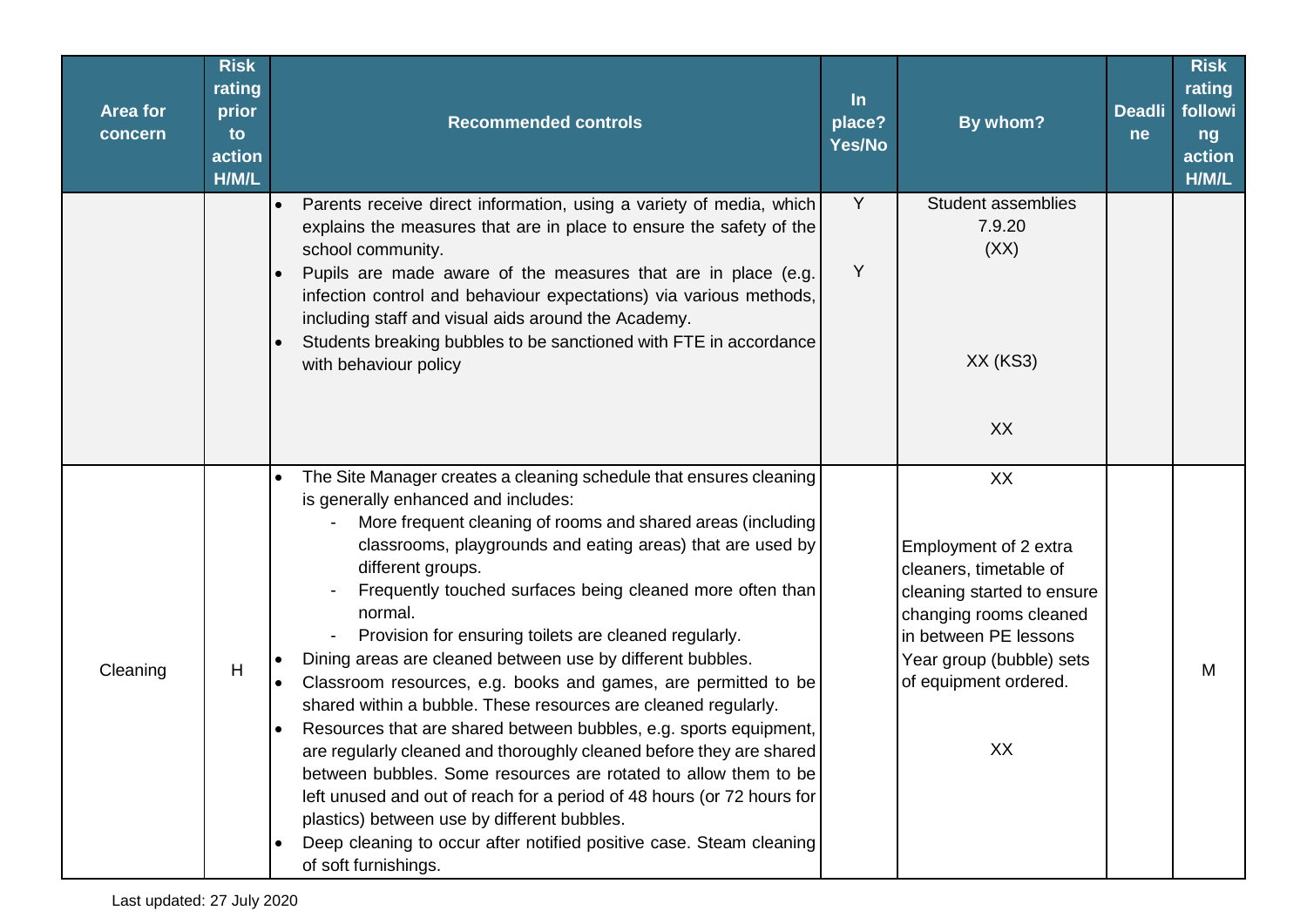| Area for concern | Risk rating prior to action H/M/L | Recommended controls | In place? Yes/No | By whom? | Deadline | Risk rating following action H/M/L |
|---|---|---|---|---|---|---|
| | | • Parents receive direct information, using a variety of media, which explains the measures that are in place to ensure the safety of the school community.<br>• Pupils are made aware of the measures that are in place (e.g. infection control and behaviour expectations) via various methods, including staff and visual aids around the Academy.<br>• Students breaking bubbles to be sanctioned with FTE in accordance with behaviour policy | Y<br><br>Y | Student assemblies 7.9.20 (XX)<br><br>XX (KS3)<br><br>XX | | |
| Cleaning | H | • The Site Manager creates a cleaning schedule that ensures cleaning is generally enhanced and includes:<br>- More frequent cleaning of rooms and shared areas (including classrooms, playgrounds and eating areas) that are used by different groups.<br>- Frequently touched surfaces being cleaned more often than normal.<br>- Provision for ensuring toilets are cleaned regularly.<br>• Dining areas are cleaned between use by different bubbles.<br>• Classroom resources, e.g. books and games, are permitted to be shared within a bubble. These resources are cleaned regularly.<br>• Resources that are shared between bubbles, e.g. sports equipment, are regularly cleaned and thoroughly cleaned before they are shared between bubbles. Some resources are rotated to allow them to be left unused and out of reach for a period of 48 hours (or 72 hours for plastics) between use by different bubbles.<br>• Deep cleaning to occur after notified positive case. Steam cleaning of soft furnishings. | | XX<br><br>Employment of 2 extra cleaners, timetable of cleaning started to ensure changing rooms cleaned in between PE lessons Year group (bubble) sets of equipment ordered.<br><br>XX | | M |

Last updated: 27 July 2020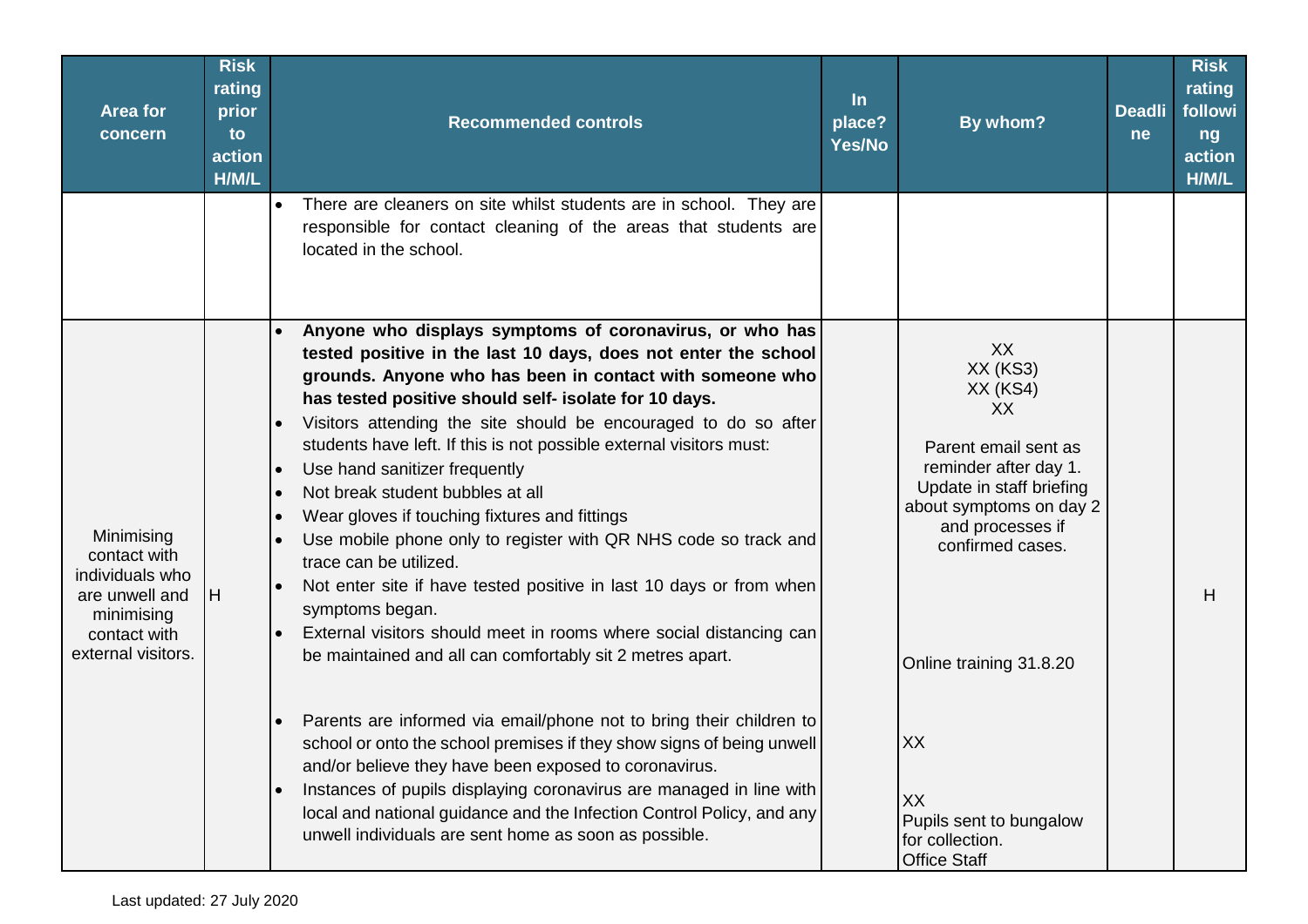| Area for concern | Risk rating prior to action H/M/L | Recommended controls | In place? Yes/No | By whom? | Deadline | Risk rating following action H/M/L |
|---|---|---|---|---|---|---|
| | | • There are cleaners on site whilst students are in school. They are responsible for contact cleaning of the areas that students are located in the school. | | | | |
| Minimising contact with individuals who are unwell and minimising contact with external visitors. | H | • **Anyone who displays symptoms of coronavirus, or who has tested positive in the last 10 days, does not enter the school grounds. Anyone who has been in contact with someone who has tested positive should self- isolate for 10 days.**<br>• Visitors attending the site should be encouraged to do so after students have left. If this is not possible external visitors must:<br>• Use hand sanitizer frequently<br>• Not break student bubbles at all<br>• Wear gloves if touching fixtures and fittings<br>• Use mobile phone only to register with QR NHS code so track and trace can be utilized.<br>• Not enter site if have tested positive in last 10 days or from when symptoms began.<br>• External visitors should meet in rooms where social distancing can be maintained and all can comfortably sit 2 metres apart.<br><br>• Parents are informed via email/phone not to bring their children to school or onto the school premises if they show signs of being unwell and/or believe they have been exposed to coronavirus.<br>• Instances of pupils displaying coronavirus are managed in line with local and national guidance and the Infection Control Policy, and any unwell individuals are sent home as soon as possible. | | XX<br>XX (KS3)<br>XX (KS4)<br>XX<br><br>Parent email sent as reminder after day 1. Update in staff briefing about symptoms on day 2 and processes if confirmed cases.<br><br>Online training 31.8.20<br><br>XX<br><br>XX<br>Pupils sent to bungalow for collection.<br>Office Staff | | H |

Last updated: 27 July 2020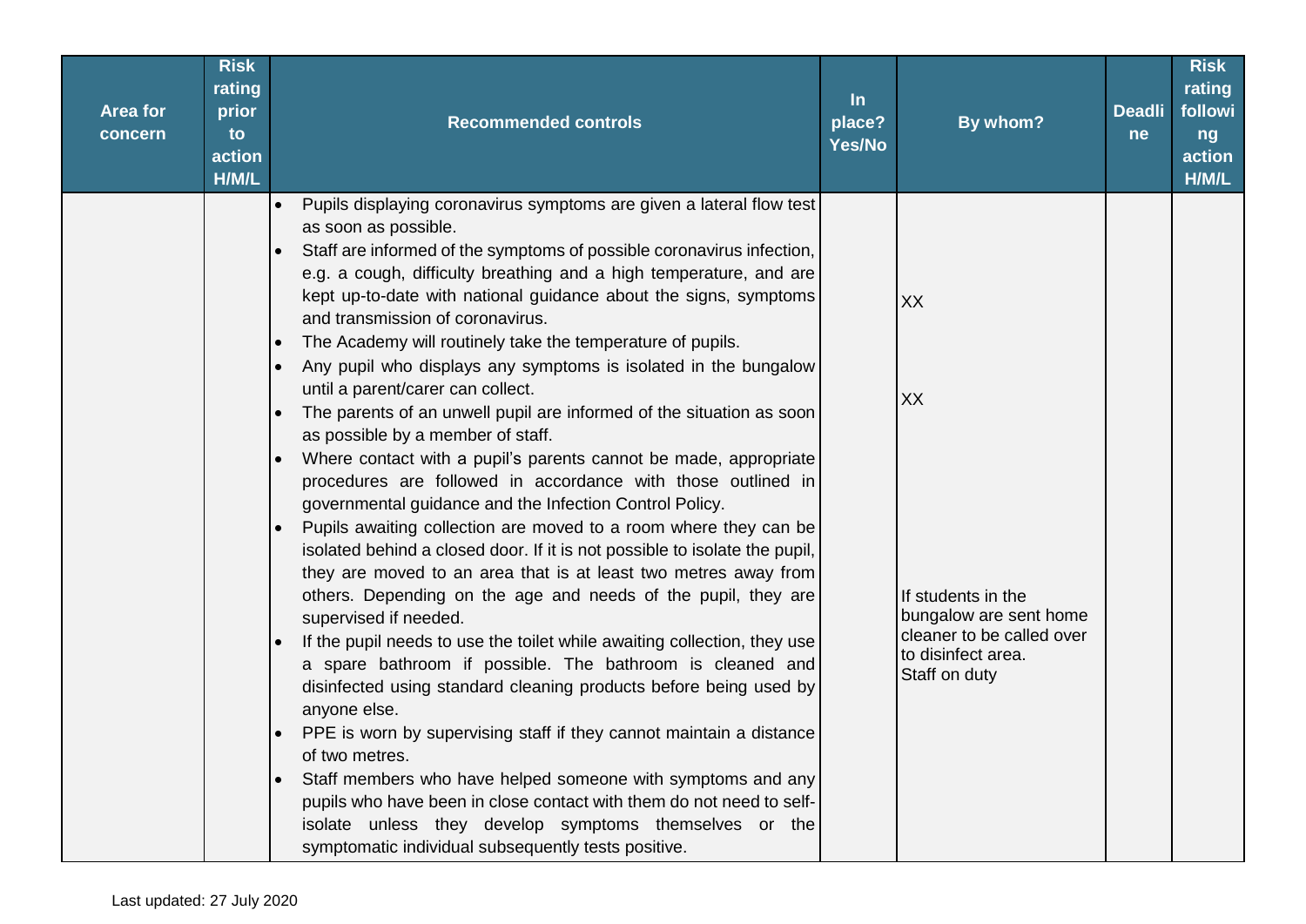| Area for concern | Risk rating prior to action H/M/L | Recommended controls | In place? Yes/No | By whom? | Deadline | Risk rating following action H/M/L |
|---|---|---|---|---|---|---|
| | | • Pupils displaying coronavirus symptoms are given a lateral flow test as soon as possible.<br>• Staff are informed of the symptoms of possible coronavirus infection, e.g. a cough, difficulty breathing and a high temperature, and are kept up-to-date with national guidance about the signs, symptoms and transmission of coronavirus.<br>• The Academy will routinely take the temperature of pupils.<br>• Any pupil who displays any symptoms is isolated in the bungalow until a parent/carer can collect.<br>• The parents of an unwell pupil are informed of the situation as soon as possible by a member of staff.<br>• Where contact with a pupil's parents cannot be made, appropriate procedures are followed in accordance with those outlined in governmental guidance and the Infection Control Policy.<br>• Pupils awaiting collection are moved to a room where they can be isolated behind a closed door. If it is not possible to isolate the pupil, they are moved to an area that is at least two metres away from others. Depending on the age and needs of the pupil, they are supervised if needed.<br>• If the pupil needs to use the toilet while awaiting collection, they use a spare bathroom if possible. The bathroom is cleaned and disinfected using standard cleaning products before being used by anyone else.<br>• PPE is worn by supervising staff if they cannot maintain a distance of two metres.<br>• Staff members who have helped someone with symptoms and any pupils who have been in close contact with them do not need to self-isolate unless they develop symptoms themselves or the symptomatic individual subsequently tests positive. | | XX<br><br>XX<br><br>If students in the bungalow are sent home cleaner to be called over to disinfect area.<br>Staff on duty | | |

Last updated: 27 July 2020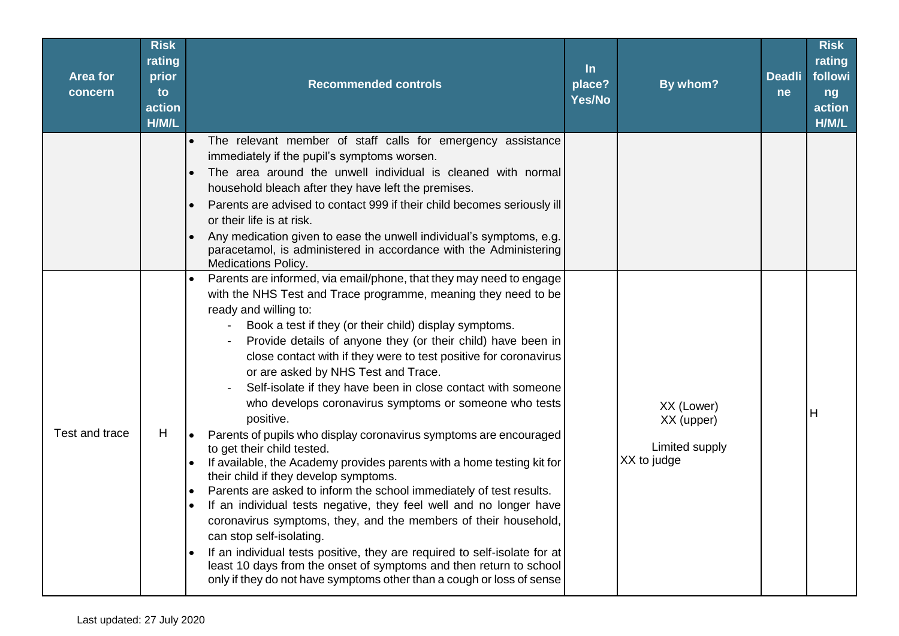| Area for concern | Risk rating prior to action H/M/L | Recommended controls | In place? Yes/No | By whom? | Deadline | Risk rating following action H/M/L |
|---|---|---|---|---|---|---|
| | | • The relevant member of staff calls for emergency assistance immediately if the pupil's symptoms worsen.<br>• The area around the unwell individual is cleaned with normal household bleach after they have left the premises.<br>• Parents are advised to contact 999 if their child becomes seriously ill or their life is at risk.<br>• Any medication given to ease the unwell individual's symptoms, e.g. paracetamol, is administered in accordance with the Administering Medications Policy. | | | | |
| Test and trace | H | • Parents are informed, via email/phone, that they may need to engage with the NHS Test and Trace programme, meaning they need to be ready and willing to:<br>- Book a test if they (or their child) display symptoms.<br>- Provide details of anyone they (or their child) have been in close contact with if they were to test positive for coronavirus or are asked by NHS Test and Trace.<br>- Self-isolate if they have been in close contact with someone who develops coronavirus symptoms or someone who tests positive.<br>• Parents of pupils who display coronavirus symptoms are encouraged to get their child tested.<br>• If available, the Academy provides parents with a home testing kit for their child if they develop symptoms.<br>• Parents are asked to inform the school immediately of test results.<br>• If an individual tests negative, they feel well and no longer have coronavirus symptoms, they, and the members of their household, can stop self-isolating.<br>• If an individual tests positive, they are required to self-isolate for at least 10 days from the onset of symptoms and then return to school only if they do not have symptoms other than a cough or loss of sense | | XX (Lower)<br>XX (upper)<br><br>Limited supply<br>XX to judge | | H |

Last updated: 27 July 2020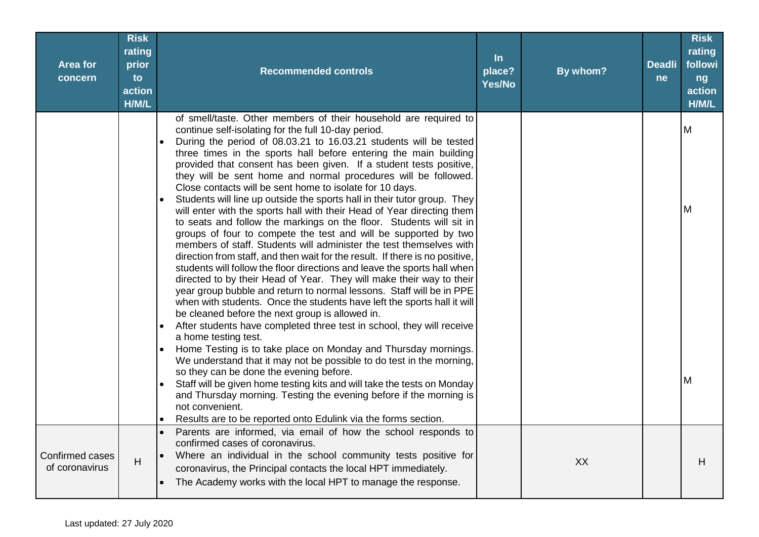| Area for concern | Risk rating prior to action H/M/L | Recommended controls | In place? Yes/No | By whom? | Deadline | Risk rating following action H/M/L |
|---|---|---|---|---|---|---|
| | | of smell/taste. Other members of their household are required to continue self-isolating for the full 10-day period.<br>• During the period of 08.03.21 to 16.03.21 students will be tested three times in the sports hall before entering the main building provided that consent has been given. If a student tests positive, they will be sent home and normal procedures will be followed. Close contacts will be sent home to isolate for 10 days.<br>• Students will line up outside the sports hall in their tutor group. They will enter with the sports hall with their Head of Year directing them to seats and follow the markings on the floor. Students will sit in groups of four to compete the test and will be supported by two members of staff. Students will administer the test themselves with direction from staff, and then wait for the result. If there is no positive, students will follow the floor directions and leave the sports hall when directed to by their Head of Year. They will make their way to their year group bubble and return to normal lessons. Staff will be in PPE when with students. Once the students have left the sports hall it will be cleaned before the next group is allowed in.<br>• After students have completed three test in school, they will receive a home testing test.<br>• Home Testing is to take place on Monday and Thursday mornings. We understand that it may not be possible to do test in the morning, so they can be done the evening before.<br>• Staff will be given home testing kits and will take the tests on Monday and Thursday morning. Testing the evening before if the morning is not convenient.<br>• Results are to be reported onto Edulink via the forms section. | | | | M<br><br>M<br><br>M |
| Confirmed cases of coronavirus | H | • Parents are informed, via email of how the school responds to confirmed cases of coronavirus.<br>• Where an individual in the school community tests positive for coronavirus, the Principal contacts the local HPT immediately.<br>• The Academy works with the local HPT to manage the response. | | XX | | H |

Last updated: 27 July 2020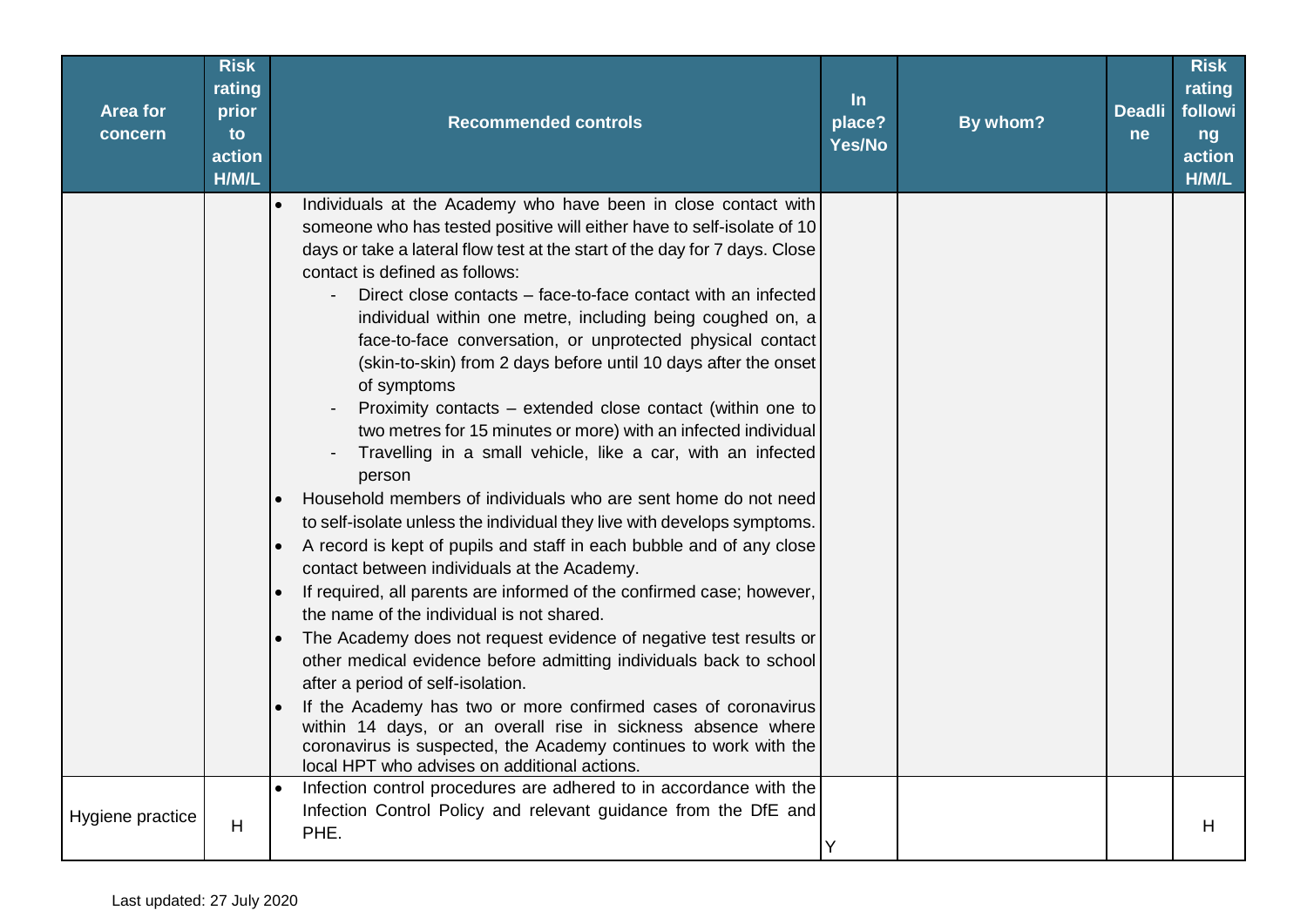| Area for concern | Risk rating prior to action H/M/L | Recommended controls | In place? Yes/No | By whom? | Deadline | Risk rating following action H/M/L |
|---|---|---|---|---|---|---|
| | | • Individuals at the Academy who have been in close contact with someone who has tested positive will either have to self-isolate of 10 days or take a lateral flow test at the start of the day for 7 days. Close contact is defined as follows:<br>- Direct close contacts – face-to-face contact with an infected individual within one metre, including being coughed on, a face-to-face conversation, or unprotected physical contact (skin-to-skin) from 2 days before until 10 days after the onset of symptoms<br>- Proximity contacts – extended close contact (within one to two metres for 15 minutes or more) with an infected individual<br>- Travelling in a small vehicle, like a car, with an infected person<br>• Household members of individuals who are sent home do not need to self-isolate unless the individual they live with develops symptoms.<br>• A record is kept of pupils and staff in each bubble and of any close contact between individuals at the Academy.<br>• If required, all parents are informed of the confirmed case; however, the name of the individual is not shared.<br>• The Academy does not request evidence of negative test results or other medical evidence before admitting individuals back to school after a period of self-isolation.<br>• If the Academy has two or more confirmed cases of coronavirus within 14 days, or an overall rise in sickness absence where coronavirus is suspected, the Academy continues to work with the local HPT who advises on additional actions. | | | | |
| Hygiene practice | H | • Infection control procedures are adhered to in accordance with the Infection Control Policy and relevant guidance from the DfE and PHE. | Y | | | H |

Last updated: 27 July 2020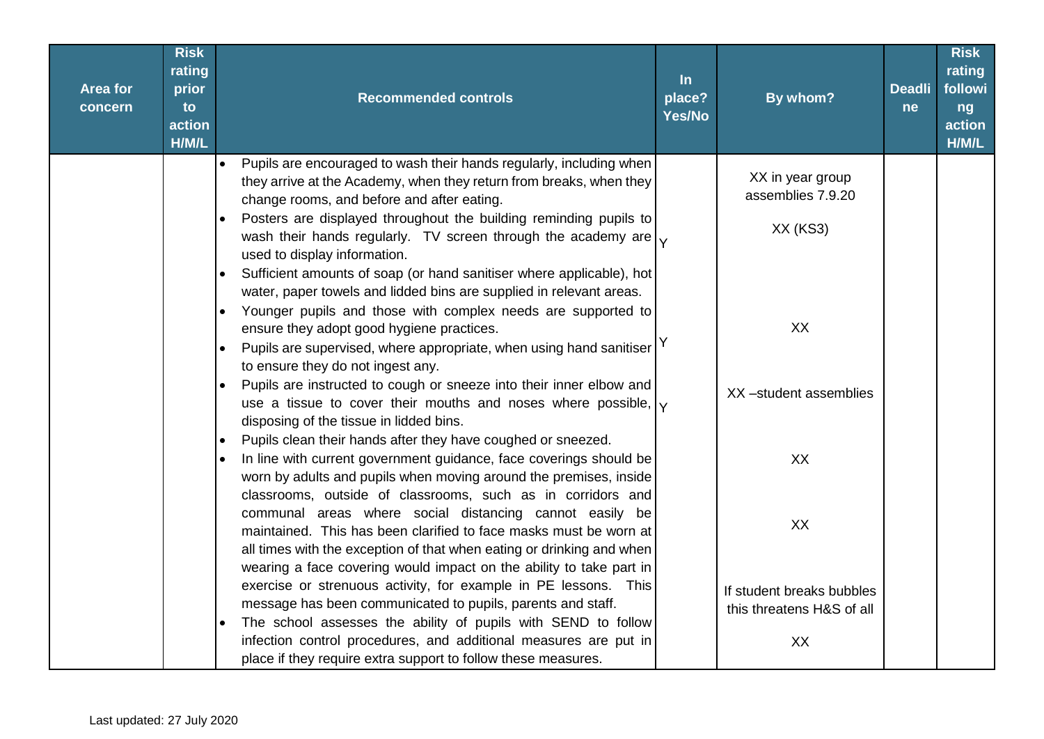| Area for concern | Risk rating prior to action H/M/L | Recommended controls | In place? Yes/No | By whom? | Deadline | Risk rating following action H/M/L |
|---|---|---|---|---|---|---|
| | | • Pupils are encouraged to wash their hands regularly, including when they arrive at the Academy, when they return from breaks, when they change rooms, and before and after eating.<br>• Posters are displayed throughout the building reminding pupils to wash their hands regularly. TV screen through the academy are used to display information.<br>• Sufficient amounts of soap (or hand sanitiser where applicable), hot water, paper towels and lidded bins are supplied in relevant areas.<br>• Younger pupils and those with complex needs are supported to ensure they adopt good hygiene practices.<br>• Pupils are supervised, where appropriate, when using hand sanitiser to ensure they do not ingest any.<br>• Pupils are instructed to cough or sneeze into their inner elbow and use a tissue to cover their mouths and noses where possible, disposing of the tissue in lidded bins.<br>• Pupils clean their hands after they have coughed or sneezed.<br>• In line with current government guidance, face coverings should be worn by adults and pupils when moving around the premises, inside classrooms, outside of classrooms, such as in corridors and communal areas where social distancing cannot easily be maintained. This has been clarified to face masks must be worn at all times with the exception of that when eating or drinking and when wearing a face covering would impact on the ability to take part in exercise or strenuous activity, for example in PE lessons. This message has been communicated to pupils, parents and staff.<br>• The school assesses the ability of pupils with SEND to follow infection control procedures, and additional measures are put in place if they require extra support to follow these measures. | Y<br><br>Y<br><br>Y | XX in year group assemblies 7.9.20<br><br>XX (KS3)<br><br>XX<br><br>XX –student assemblies<br><br>XX<br><br>XX<br><br>If student breaks bubbles this threatens H&S of all<br><br>XX | | |

Last updated: 27 July 2020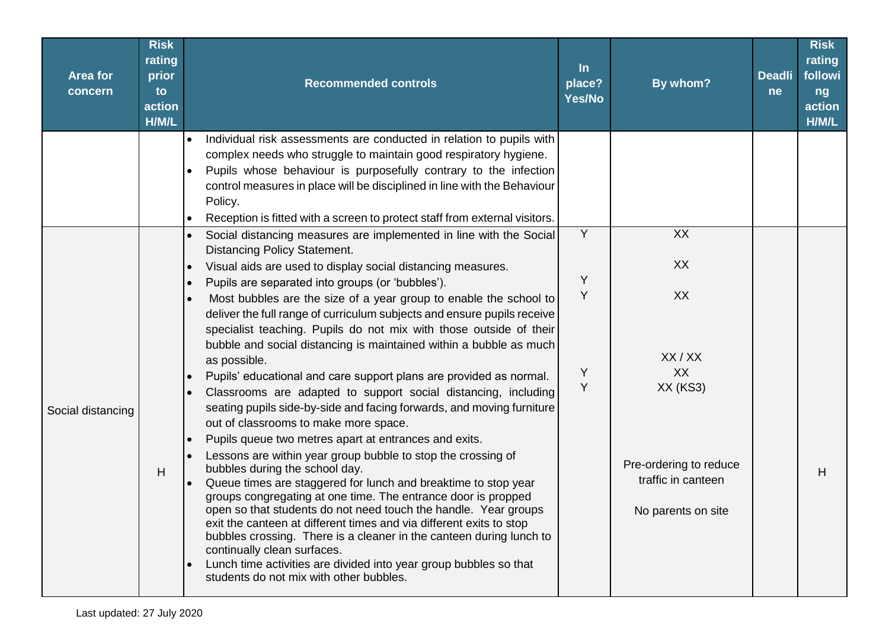| Area for concern | Risk rating prior to action H/M/L | Recommended controls | In place? Yes/No | By whom? | Deadline | Risk rating following action H/M/L |
|---|---|---|---|---|---|---|
| | | • Individual risk assessments are conducted in relation to pupils with complex needs who struggle to maintain good respiratory hygiene.<br>• Pupils whose behaviour is purposefully contrary to the infection control measures in place will be disciplined in line with the Behaviour Policy.<br>• Reception is fitted with a screen to protect staff from external visitors. | | | | |
| Social distancing | H | • Social distancing measures are implemented in line with the Social Distancing Policy Statement.<br>• Visual aids are used to display social distancing measures.<br>• Pupils are separated into groups (or 'bubbles').<br>• Most bubbles are the size of a year group to enable the school to deliver the full range of curriculum subjects and ensure pupils receive specialist teaching. Pupils do not mix with those outside of their bubble and social distancing is maintained within a bubble as much as possible.<br>• Pupils' educational and care support plans are provided as normal.<br>• Classrooms are adapted to support social distancing, including seating pupils side-by-side and facing forwards, and moving furniture out of classrooms to make more space.<br>• Pupils queue two metres apart at entrances and exits.<br>• Lessons are within year group bubble to stop the crossing of bubbles during the school day.<br>• Queue times are staggered for lunch and breaktime to stop year groups congregating at one time. The entrance door is propped open so that students do not need touch the handle. Year groups exit the canteen at different times and via different exits to stop bubbles crossing. There is a cleaner in the canteen during lunch to continually clean surfaces.<br>• Lunch time activities are divided into year group bubbles so that students do not mix with other bubbles. | Y<br><br>Y<br>Y<br><br>Y<br>Y | XX<br><br>XX<br><br>XX<br><br>XX / XX<br>XX<br>XX (KS3)<br><br>Pre-ordering to reduce traffic in canteen<br><br>No parents on site | | H |

Last updated: 27 July 2020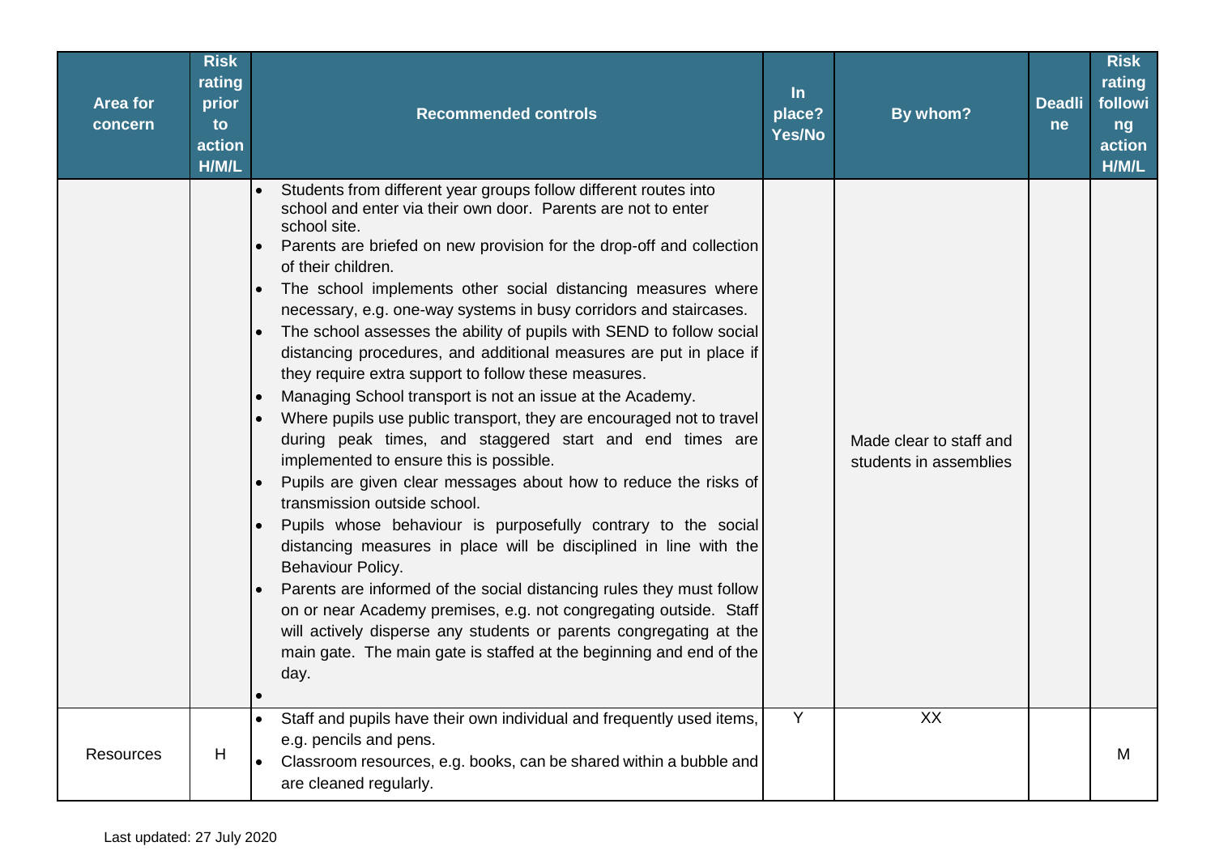| Area for concern | Risk rating prior to action H/M/L | Recommended controls | In place? Yes/No | By whom? | Deadline | Risk rating following action H/M/L |
|---|---|---|---|---|---|---|
| | | • Students from different year groups follow different routes into school and enter via their own door. Parents are not to enter school site.<br>• Parents are briefed on new provision for the drop-off and collection of their children.<br>• The school implements other social distancing measures where necessary, e.g. one-way systems in busy corridors and staircases.<br>• The school assesses the ability of pupils with SEND to follow social distancing procedures, and additional measures are put in place if they require extra support to follow these measures.<br>• Managing School transport is not an issue at the Academy.<br>• Where pupils use public transport, they are encouraged not to travel during peak times, and staggered start and end times are implemented to ensure this is possible.<br>• Pupils are given clear messages about how to reduce the risks of transmission outside school.<br>• Pupils whose behaviour is purposefully contrary to the social distancing measures in place will be disciplined in line with the Behaviour Policy.<br>• Parents are informed of the social distancing rules they must follow on or near Academy premises, e.g. not congregating outside. Staff will actively disperse any students or parents congregating at the main gate. The main gate is staffed at the beginning and end of the day.<br>• | | Made clear to staff and students in assemblies | | |
| Resources | H | • Staff and pupils have their own individual and frequently used items, e.g. pencils and pens.<br>• Classroom resources, e.g. books, can be shared within a bubble and are cleaned regularly. | Y | XX | | M |

Last updated: 27 July 2020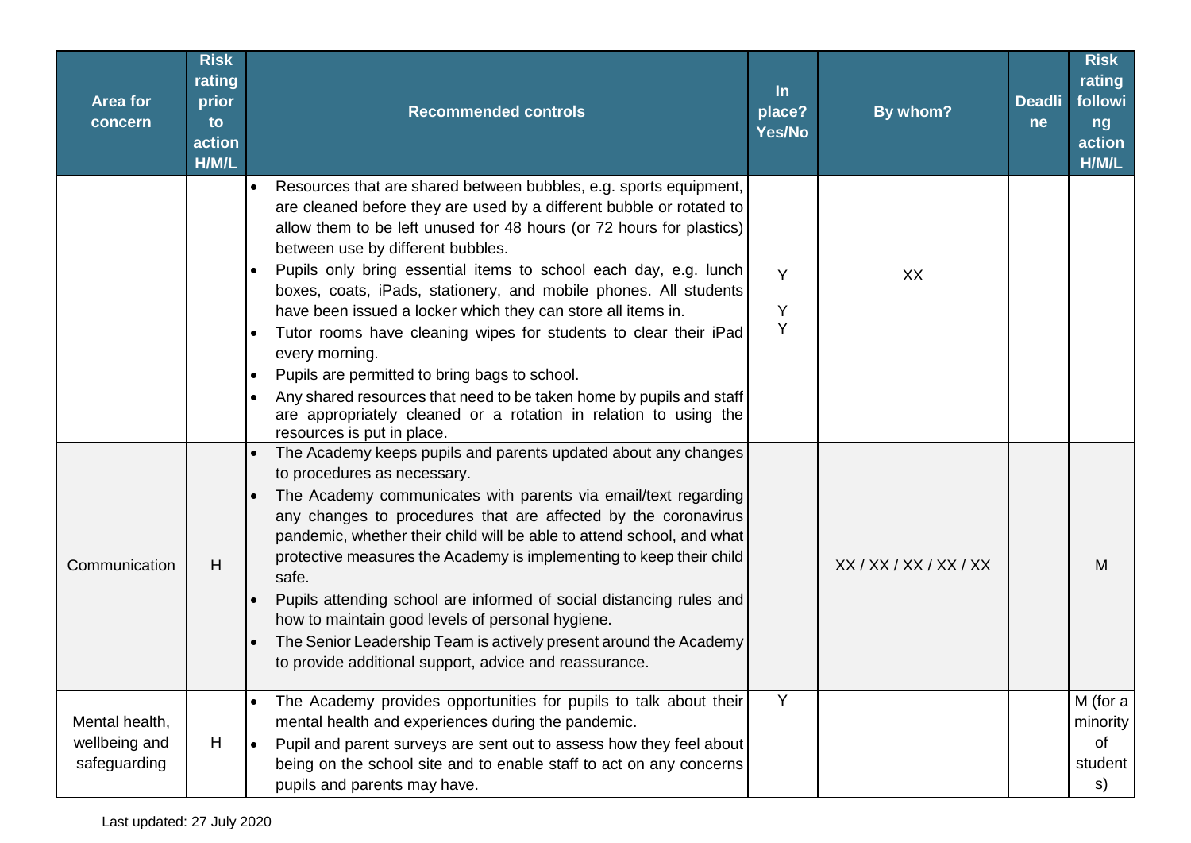| Area for concern | Risk rating prior to action H/M/L | Recommended controls | In place? Yes/No | By whom? | Deadline | Risk rating following action H/M/L |
|---|---|---|---|---|---|---|
| | | • Resources that are shared between bubbles, e.g. sports equipment, are cleaned before they are used by a different bubble or rotated to allow them to be left unused for 48 hours (or 72 hours for plastics) between use by different bubbles.<br>• Pupils only bring essential items to school each day, e.g. lunch boxes, coats, iPads, stationery, and mobile phones. All students have been issued a locker which they can store all items in.<br>• Tutor rooms have cleaning wipes for students to clear their iPad every morning.<br>• Pupils are permitted to bring bags to school.<br>• Any shared resources that need to be taken home by pupils and staff are appropriately cleaned or a rotation in relation to using the resources is put in place. | Y<br>Y<br>Y | XX | | |
| Communication | H | • The Academy keeps pupils and parents updated about any changes to procedures as necessary.<br>• The Academy communicates with parents via email/text regarding any changes to procedures that are affected by the coronavirus pandemic, whether their child will be able to attend school, and what protective measures the Academy is implementing to keep their child safe.<br>• Pupils attending school are informed of social distancing rules and how to maintain good levels of personal hygiene.<br>• The Senior Leadership Team is actively present around the Academy to provide additional support, advice and reassurance. | | XX / XX / XX / XX / XX | | M |
| Mental health, wellbeing and safeguarding | H | • The Academy provides opportunities for pupils to talk about their mental health and experiences during the pandemic.<br>• Pupil and parent surveys are sent out to assess how they feel about being on the school site and to enable staff to act on any concerns pupils and parents may have. | Y | | | M (for a minority of students) |

Last updated: 27 July 2020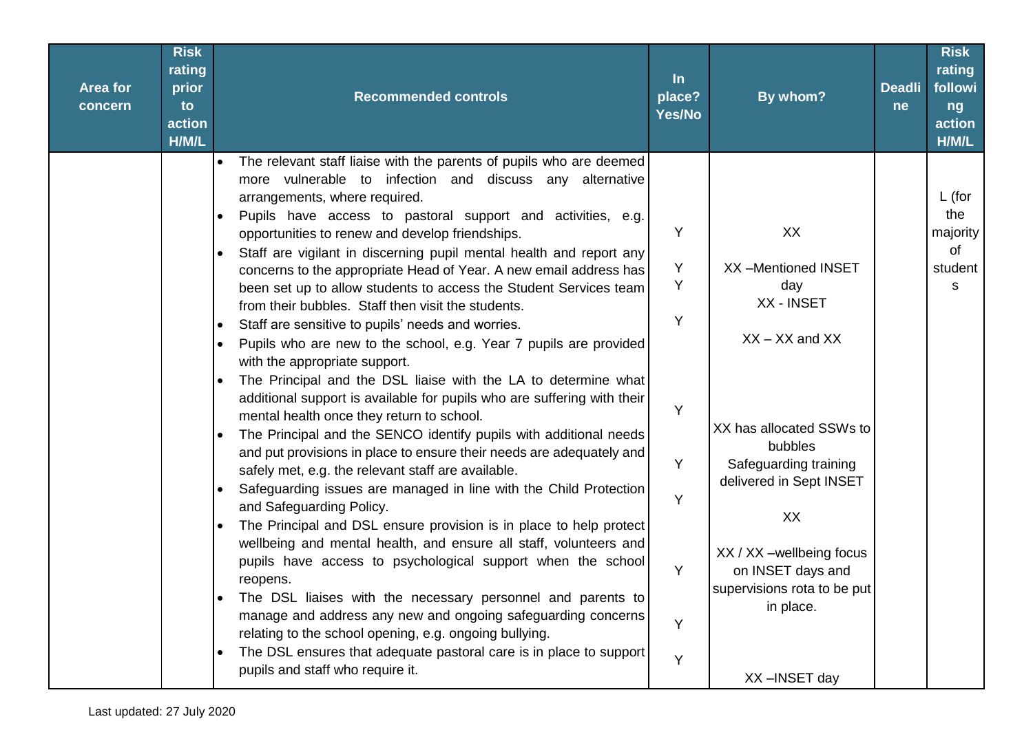| Area for concern | Risk rating prior to action H/M/L | Recommended controls | In place? Yes/No | By whom? | Deadline | Risk rating following action H/M/L |
|---|---|---|---|---|---|---|
| | | • The relevant staff liaise with the parents of pupils who are deemed more vulnerable to infection and discuss any alternative arrangements, where required.<br>• Pupils have access to pastoral support and activities, e.g. opportunities to renew and develop friendships.<br>• Staff are vigilant in discerning pupil mental health and report any concerns to the appropriate Head of Year. A new email address has been set up to allow students to access the Student Services team from their bubbles. Staff then visit the students.<br>• Staff are sensitive to pupils' needs and worries.<br>• Pupils who are new to the school, e.g. Year 7 pupils are provided with the appropriate support.<br>• The Principal and the DSL liaise with the LA to determine what additional support is available for pupils who are suffering with their mental health once they return to school.<br>• The Principal and the SENCO identify pupils with additional needs and put provisions in place to ensure their needs are adequately and safely met, e.g. the relevant staff are available.<br>• Safeguarding issues are managed in line with the Child Protection and Safeguarding Policy.<br>• The Principal and DSL ensure provision is in place to help protect wellbeing and mental health, and ensure all staff, volunteers and pupils have access to psychological support when the school reopens.<br>• The DSL liaises with the necessary personnel and parents to manage and address any new and ongoing safeguarding concerns relating to the school opening, e.g. ongoing bullying.<br>• The DSL ensures that adequate pastoral care is in place to support pupils and staff who require it. | Y<br>Y<br>Y<br>Y<br>Y<br>Y<br>Y<br>Y<br>Y<br>Y | XX<br>XX –Mentioned INSET day<br>XX - INSET<br>XX – XX and XX<br>XX has allocated SSWs to bubbles<br>Safeguarding training delivered in Sept INSET<br>XX<br>XX / XX –wellbeing focus on INSET days and supervisions rota to be put in place.<br>XX –INSET day | | L (for the majority of students) |

Last updated: 27 July 2020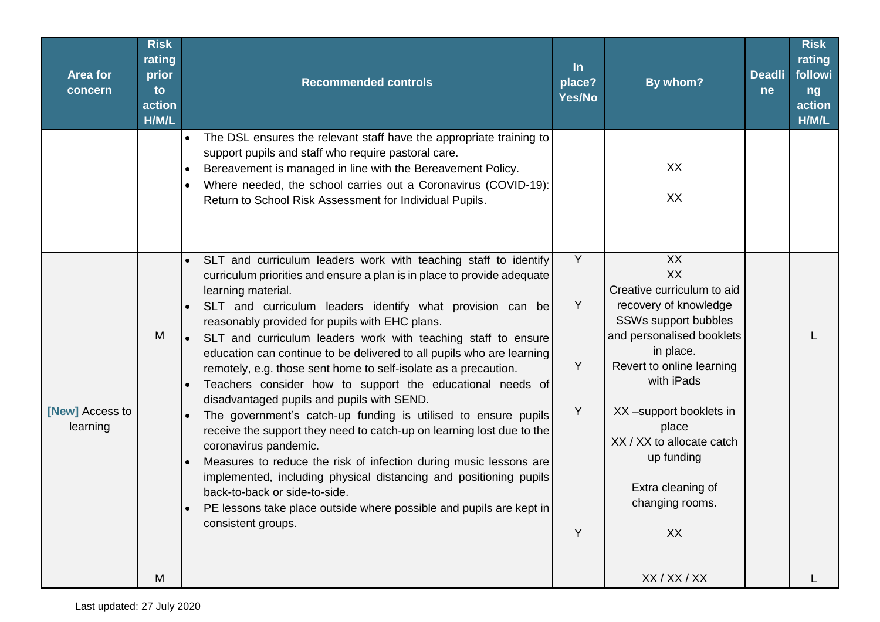| Area for concern | Risk rating prior to action H/M/L | Recommended controls | In place? Yes/No | By whom? | Deadline | Risk rating following action H/M/L |
|---|---|---|---|---|---|---|
| | | • The DSL ensures the relevant staff have the appropriate training to support pupils and staff who require pastoral care.<br>• Bereavement is managed in line with the Bereavement Policy.<br>• Where needed, the school carries out a Coronavirus (COVID-19): Return to School Risk Assessment for Individual Pupils. | | XX<br>XX | | |
| [New] Access to learning | M<br><br>M | • SLT and curriculum leaders work with teaching staff to identify curriculum priorities and ensure a plan is in place to provide adequate learning material.<br>• SLT and curriculum leaders identify what provision can be reasonably provided for pupils with EHC plans.<br>• SLT and curriculum leaders work with teaching staff to ensure education can continue to be delivered to all pupils who are learning remotely, e.g. those sent home to self-isolate as a precaution.<br>• Teachers consider how to support the educational needs of disadvantaged pupils and pupils with SEND.<br>• The government's catch-up funding is utilised to ensure pupils receive the support they need to catch-up on learning lost due to the coronavirus pandemic.<br>• Measures to reduce the risk of infection during music lessons are implemented, including physical distancing and positioning pupils back-to-back or side-to-side.<br>• PE lessons take place outside where possible and pupils are kept in consistent groups. | Y<br>Y<br>Y<br>Y<br>Y | XX<br>XX<br>Creative curriculum to aid recovery of knowledge<br>SSWs support bubbles and personalised booklets in place.<br>Revert to online learning with iPads<br>XX –support booklets in place<br>XX / XX to allocate catch up funding<br>Extra cleaning of changing rooms.<br>XX<br>XX / XX / XX | | L<br><br>L |

Last updated: 27 July 2020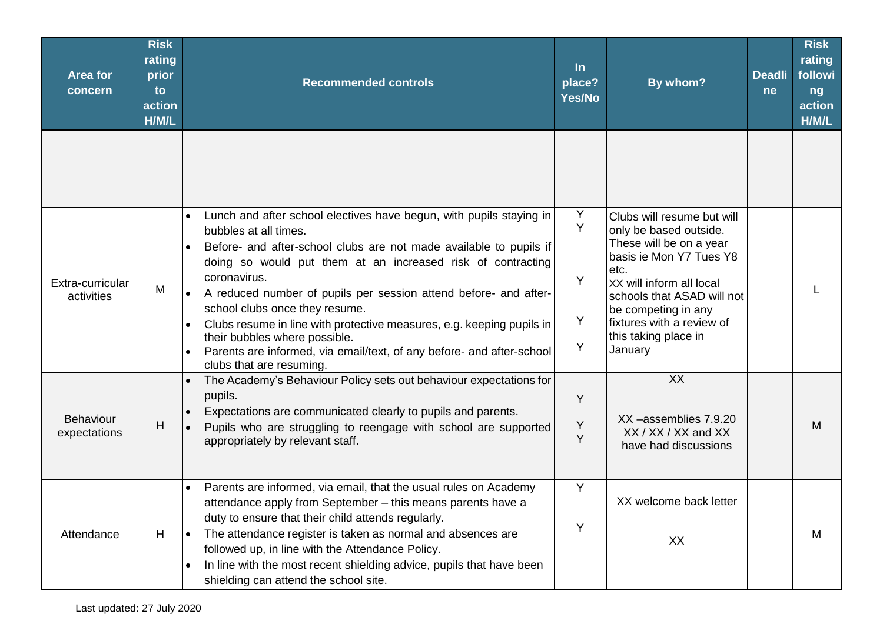| Area for concern | Risk rating prior to action H/M/L | Recommended controls | In place? Yes/No | By whom? | Deadline | Risk rating following action H/M/L |
|---|---|---|---|---|---|---|
| | | | | | | |
| Extra-curricular activities | M | • Lunch and after school electives have begun, with pupils staying in bubbles at all times.<br>• Before- and after-school clubs are not made available to pupils if doing so would put them at an increased risk of contracting coronavirus.<br>• A reduced number of pupils per session attend before- and after-school clubs once they resume.<br>• Clubs resume in line with protective measures, e.g. keeping pupils in their bubbles where possible.<br>• Parents are informed, via email/text, of any before- and after-school clubs that are resuming. | Y<br>Y<br>Y<br>Y<br>Y | Clubs will resume but will only be based outside. These will be on a year basis ie Mon Y7 Tues Y8 etc.<br>XX will inform all local schools that ASAD will not be competing in any fixtures with a review of this taking place in January | | L |
| Behaviour expectations | H | • The Academy's Behaviour Policy sets out behaviour expectations for pupils.<br>• Expectations are communicated clearly to pupils and parents.<br>• Pupils who are struggling to reengage with school are supported appropriately by relevant staff. | Y<br>Y<br>Y | XX<br>XX –assemblies 7.9.20<br>XX / XX / XX and XX have had discussions | | M |
| Attendance | H | • Parents are informed, via email, that the usual rules on Academy attendance apply from September – this means parents have a duty to ensure that their child attends regularly.<br>• The attendance register is taken as normal and absences are followed up, in line with the Attendance Policy.<br>• In line with the most recent shielding advice, pupils that have been shielding can attend the school site. | Y<br>Y | XX welcome back letter<br>XX | | M |

Last updated: 27 July 2020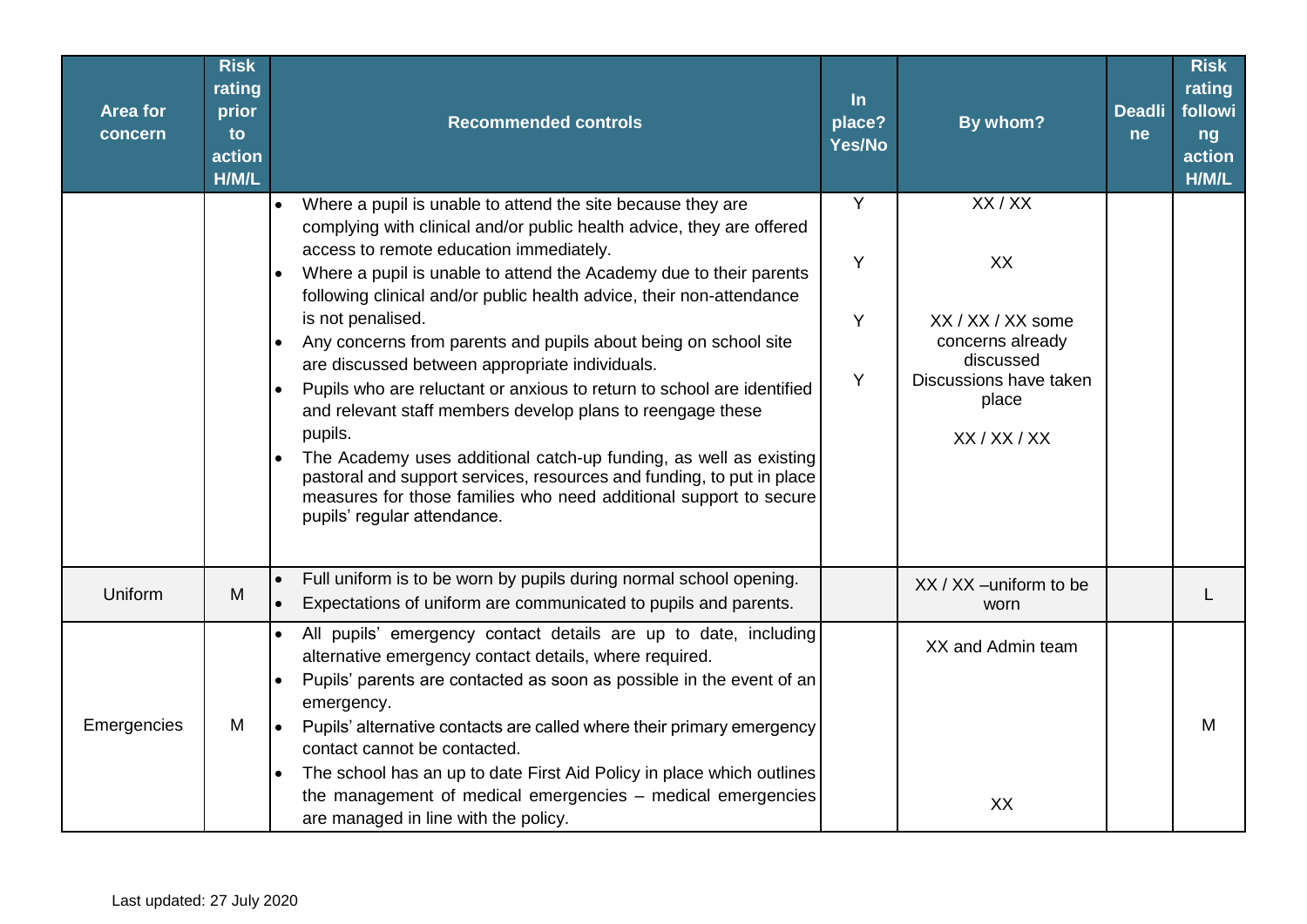| Area for concern | Risk rating prior to action H/M/L | Recommended controls | In place? Yes/No | By whom? | Deadline | Risk rating following action H/M/L |
|---|---|---|---|---|---|---|
| | | • Where a pupil is unable to attend the site because they are complying with clinical and/or public health advice, they are offered access to remote education immediately.<br>• Where a pupil is unable to attend the Academy due to their parents following clinical and/or public health advice, their non-attendance is not penalised.<br>• Any concerns from parents and pupils about being on school site are discussed between appropriate individuals.<br>• Pupils who are reluctant or anxious to return to school are identified and relevant staff members develop plans to reengage these pupils.<br>• The Academy uses additional catch-up funding, as well as existing pastoral and support services, resources and funding, to put in place measures for those families who need additional support to secure pupils' regular attendance. | Y<br>Y<br>Y<br>Y | XX / XX<br>XX<br>XX / XX / XX some concerns already discussed<br>Discussions have taken place<br>XX / XX / XX | | |
| Uniform | M | • Full uniform is to be worn by pupils during normal school opening.<br>• Expectations of uniform are communicated to pupils and parents. | | XX / XX –uniform to be worn | | L |
| Emergencies | M | • All pupils' emergency contact details are up to date, including alternative emergency contact details, where required.<br>• Pupils' parents are contacted as soon as possible in the event of an emergency.<br>• Pupils' alternative contacts are called where their primary emergency contact cannot be contacted.<br>• The school has an up to date First Aid Policy in place which outlines the management of medical emergencies – medical emergencies are managed in line with the policy. | | XX and Admin team<br>XX | | M |

Last updated: 27 July 2020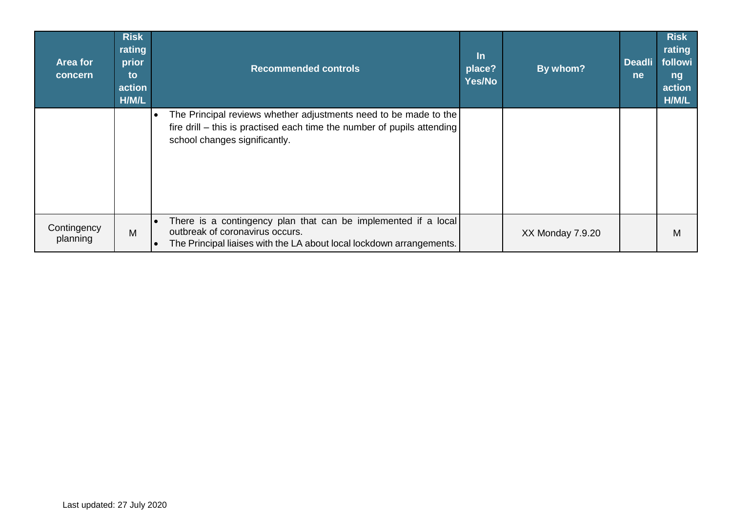| Area for concern | Risk rating prior to action H/M/L | Recommended controls | In place? Yes/No | By whom? | Deadline | Risk rating following action H/M/L |
|---|---|---|---|---|---|---|
| | | • The Principal reviews whether adjustments need to be made to the fire drill – this is practised each time the number of pupils attending school changes significantly. | | | | |
| Contingency planning | M | • There is a contingency plan that can be implemented if a local outbreak of coronavirus occurs.<br>• The Principal liaises with the LA about local lockdown arrangements. | | XX Monday 7.9.20 | | M |

Last updated: 27 July 2020